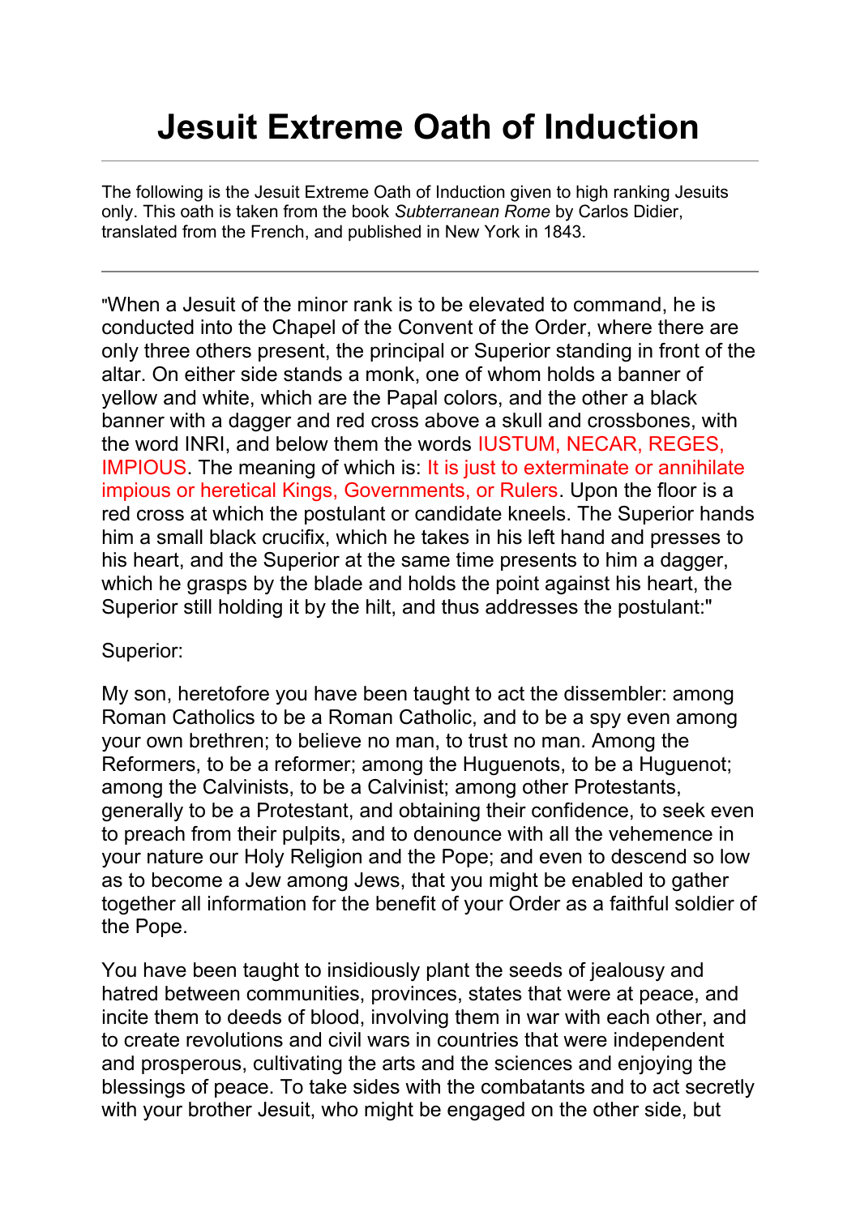# Jesuit Extreme Oath of Induction

The following is the Jesuit Extreme Oath of Induction given to high ranking Jesuits only. This oath is taken from the book *Subterranean Rome* by Carlos Didier, translated from the French, and published in New York in 1843.

---

"When a Jesuit of the minor rank is to be elevated to command, he is conducted into the Chapel of the Convent of the Order, where there are only three others present, the principal or Superior standing in front of the altar. On either side stands a monk, one of whom holds a banner of yellow and white, which are the Papal colors, and the other a black banner with a dagger and red cross above a skull and crossbones, with the word INRI, and below them the words IUSTUM, NECAR, REGES, IMPIOUS. The meaning of which is: It is just to exterminate or annihilate impious or heretical Kings, Governments, or Rulers. Upon the floor is a red cross at which the postulant or candidate kneels. The Superior hands him a small black crucifix, which he takes in his left hand and presses to his heart, and the Superior at the same time presents to him a dagger, which he grasps by the blade and holds the point against his heart, the Superior still holding it by the hilt, and thus addresses the postulant:"

Superior:

My son, heretofore you have been taught to act the dissembler: among Roman Catholics to be a Roman Catholic, and to be a spy even among your own brethren; to believe no man, to trust no man. Among the Reformers, to be a reformer; among the Huguenots, to be a Huguenot; among the Calvinists, to be a Calvinist; among other Protestants, generally to be a Protestant, and obtaining their confidence, to seek even to preach from their pulpits, and to denounce with all the vehemence in your nature our Holy Religion and the Pope; and even to descend so low as to become a Jew among Jews, that you might be enabled to gather together all information for the benefit of your Order as a faithful soldier of the Pope.

You have been taught to insidiously plant the seeds of jealousy and hatred between communities, provinces, states that were at peace, and incite them to deeds of blood, involving them in war with each other, and to create revolutions and civil wars in countries that were independent and prosperous, cultivating the arts and the sciences and enjoying the blessings of peace. To take sides with the combatants and to act secretly with your brother Jesuit, who might be engaged on the other side, but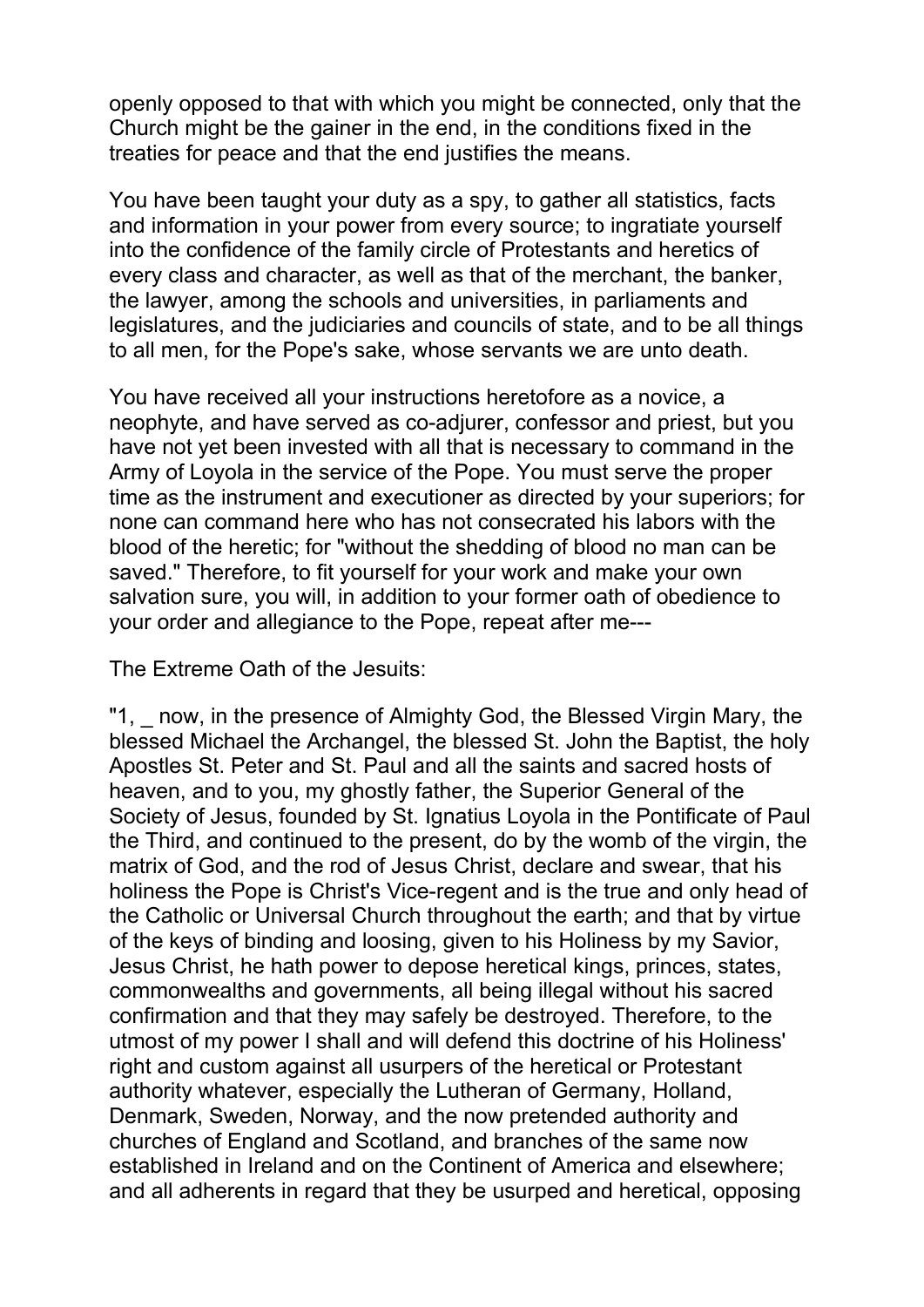openly opposed to that with which you might be connected, only that the Church might be the gainer in the end, in the conditions fixed in the treaties for peace and that the end justifies the means.

You have been taught your duty as a spy, to gather all statistics, facts and information in your power from every source; to ingratiate yourself into the confidence of the family circle of Protestants and heretics of every class and character, as well as that of the merchant, the banker, the lawyer, among the schools and universities, in parliaments and legislatures, and the judiciaries and councils of state, and to be all things to all men, for the Pope's sake, whose servants we are unto death.

You have received all your instructions heretofore as a novice, a neophyte, and have served as co-adjurer, confessor and priest, but you have not yet been invested with all that is necessary to command in the Army of Loyola in the service of the Pope. You must serve the proper time as the instrument and executioner as directed by your superiors; for none can command here who has not consecrated his labors with the blood of the heretic; for "without the shedding of blood no man can be saved." Therefore, to fit yourself for your work and make your own salvation sure, you will, in addition to your former oath of obedience to your order and allegiance to the Pope, repeat after me---

The Extreme Oath of the Jesuits:

"1, _ now, in the presence of Almighty God, the Blessed Virgin Mary, the blessed Michael the Archangel, the blessed St. John the Baptist, the holy Apostles St. Peter and St. Paul and all the saints and sacred hosts of heaven, and to you, my ghostly father, the Superior General of the Society of Jesus, founded by St. Ignatius Loyola in the Pontificate of Paul the Third, and continued to the present, do by the womb of the virgin, the matrix of God, and the rod of Jesus Christ, declare and swear, that his holiness the Pope is Christ's Vice-regent and is the true and only head of the Catholic or Universal Church throughout the earth; and that by virtue of the keys of binding and loosing, given to his Holiness by my Savior, Jesus Christ, he hath power to depose heretical kings, princes, states, commonwealths and governments, all being illegal without his sacred confirmation and that they may safely be destroyed. Therefore, to the utmost of my power I shall and will defend this doctrine of his Holiness' right and custom against all usurpers of the heretical or Protestant authority whatever, especially the Lutheran of Germany, Holland, Denmark, Sweden, Norway, and the now pretended authority and churches of England and Scotland, and branches of the same now established in Ireland and on the Continent of America and elsewhere; and all adherents in regard that they be usurped and heretical, opposing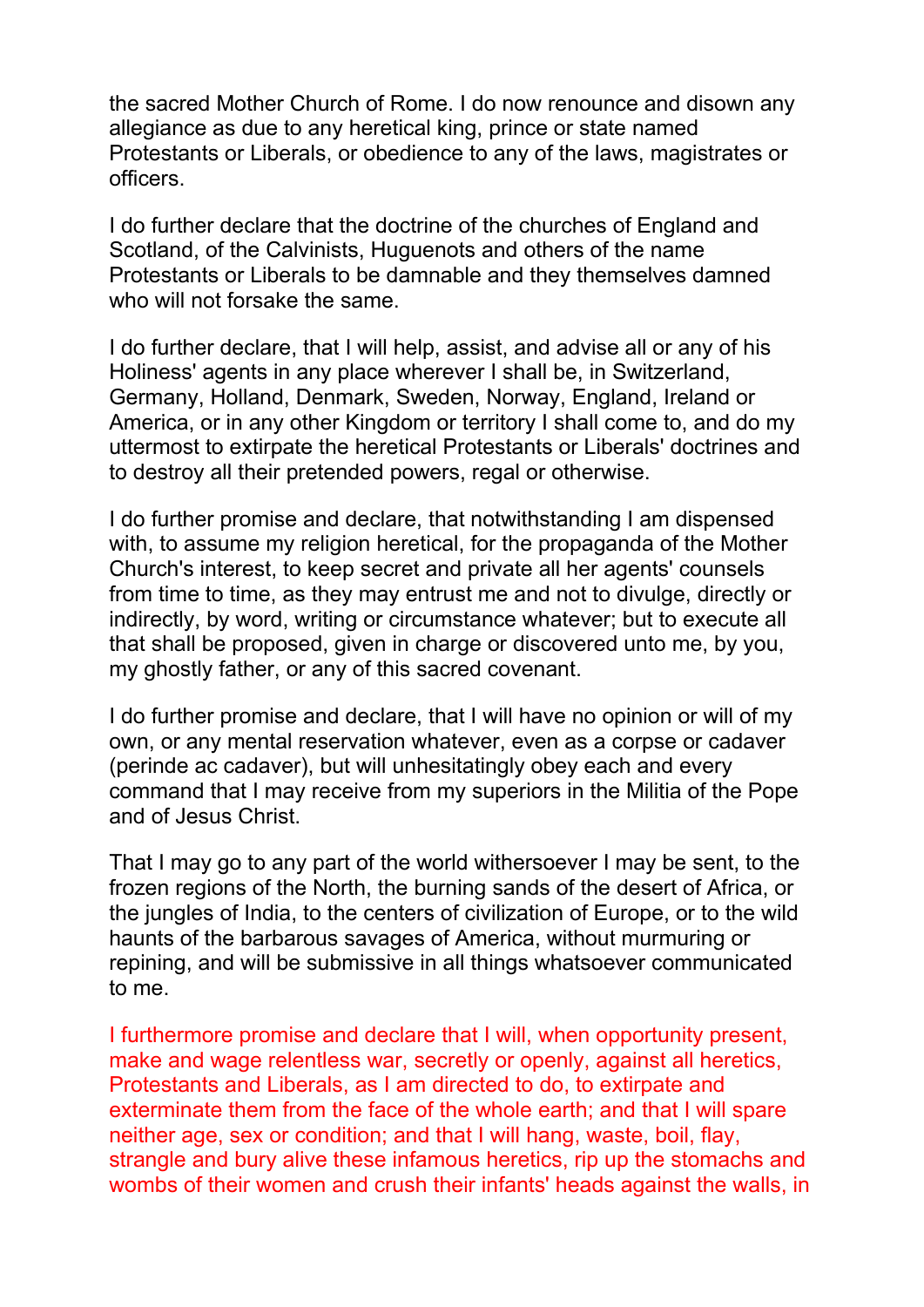the sacred Mother Church of Rome. I do now renounce and disown any allegiance as due to any heretical king, prince or state named Protestants or Liberals, or obedience to any of the laws, magistrates or officers.

I do further declare that the doctrine of the churches of England and Scotland, of the Calvinists, Huguenots and others of the name Protestants or Liberals to be damnable and they themselves damned who will not forsake the same.

I do further declare, that I will help, assist, and advise all or any of his Holiness' agents in any place wherever I shall be, in Switzerland, Germany, Holland, Denmark, Sweden, Norway, England, Ireland or America, or in any other Kingdom or territory I shall come to, and do my uttermost to extirpate the heretical Protestants or Liberals' doctrines and to destroy all their pretended powers, regal or otherwise.

I do further promise and declare, that notwithstanding I am dispensed with, to assume my religion heretical, for the propaganda of the Mother Church's interest, to keep secret and private all her agents' counsels from time to time, as they may entrust me and not to divulge, directly or indirectly, by word, writing or circumstance whatever; but to execute all that shall be proposed, given in charge or discovered unto me, by you, my ghostly father, or any of this sacred covenant.

I do further promise and declare, that I will have no opinion or will of my own, or any mental reservation whatever, even as a corpse or cadaver (perinde ac cadaver), but will unhesitatingly obey each and every command that I may receive from my superiors in the Militia of the Pope and of Jesus Christ.

That I may go to any part of the world withersoever I may be sent, to the frozen regions of the North, the burning sands of the desert of Africa, or the jungles of India, to the centers of civilization of Europe, or to the wild haunts of the barbarous savages of America, without murmuring or repining, and will be submissive in all things whatsoever communicated to me.

I furthermore promise and declare that I will, when opportunity present, make and wage relentless war, secretly or openly, against all heretics, Protestants and Liberals, as I am directed to do, to extirpate and exterminate them from the face of the whole earth; and that I will spare neither age, sex or condition; and that I will hang, waste, boil, flay, strangle and bury alive these infamous heretics, rip up the stomachs and wombs of their women and crush their infants' heads against the walls, in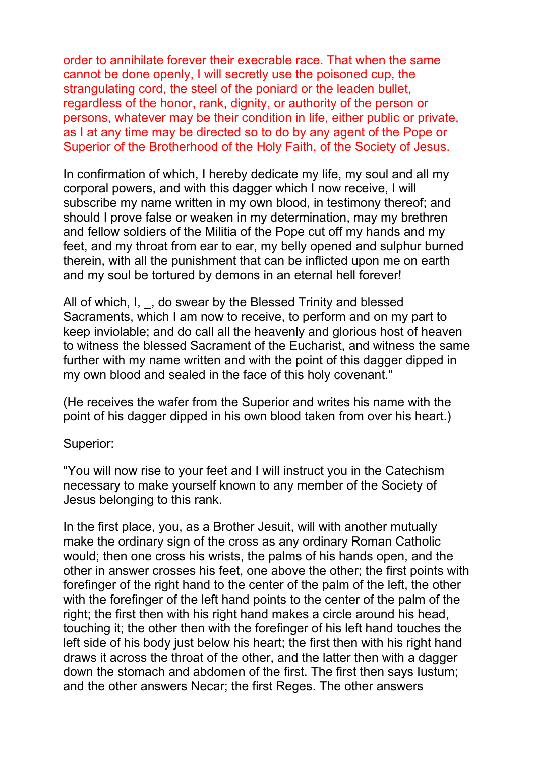order to annihilate forever their execrable race. That when the same cannot be done openly, I will secretly use the poisoned cup, the strangulating cord, the steel of the poniard or the leaden bullet, regardless of the honor, rank, dignity, or authority of the person or persons, whatever may be their condition in life, either public or private, as I at any time may be directed so to do by any agent of the Pope or Superior of the Brotherhood of the Holy Faith, of the Society of Jesus.

In confirmation of which, I hereby dedicate my life, my soul and all my corporal powers, and with this dagger which I now receive, I will subscribe my name written in my own blood, in testimony thereof; and should I prove false or weaken in my determination, may my brethren and fellow soldiers of the Militia of the Pope cut off my hands and my feet, and my throat from ear to ear, my belly opened and sulphur burned therein, with all the punishment that can be inflicted upon me on earth and my soul be tortured by demons in an eternal hell forever!

All of which, I, _, do swear by the Blessed Trinity and blessed Sacraments, which I am now to receive, to perform and on my part to keep inviolable; and do call all the heavenly and glorious host of heaven to witness the blessed Sacrament of the Eucharist, and witness the same further with my name written and with the point of this dagger dipped in my own blood and sealed in the face of this holy covenant."

(He receives the wafer from the Superior and writes his name with the point of his dagger dipped in his own blood taken from over his heart.)

Superior:

"You will now rise to your feet and I will instruct you in the Catechism necessary to make yourself known to any member of the Society of Jesus belonging to this rank.

In the first place, you, as a Brother Jesuit, will with another mutually make the ordinary sign of the cross as any ordinary Roman Catholic would; then one cross his wrists, the palms of his hands open, and the other in answer crosses his feet, one above the other; the first points with forefinger of the right hand to the center of the palm of the left, the other with the forefinger of the left hand points to the center of the palm of the right; the first then with his right hand makes a circle around his head, touching it; the other then with the forefinger of his left hand touches the left side of his body just below his heart; the first then with his right hand draws it across the throat of the other, and the latter then with a dagger down the stomach and abdomen of the first. The first then says Iustum; and the other answers Necar; the first Reges. The other answers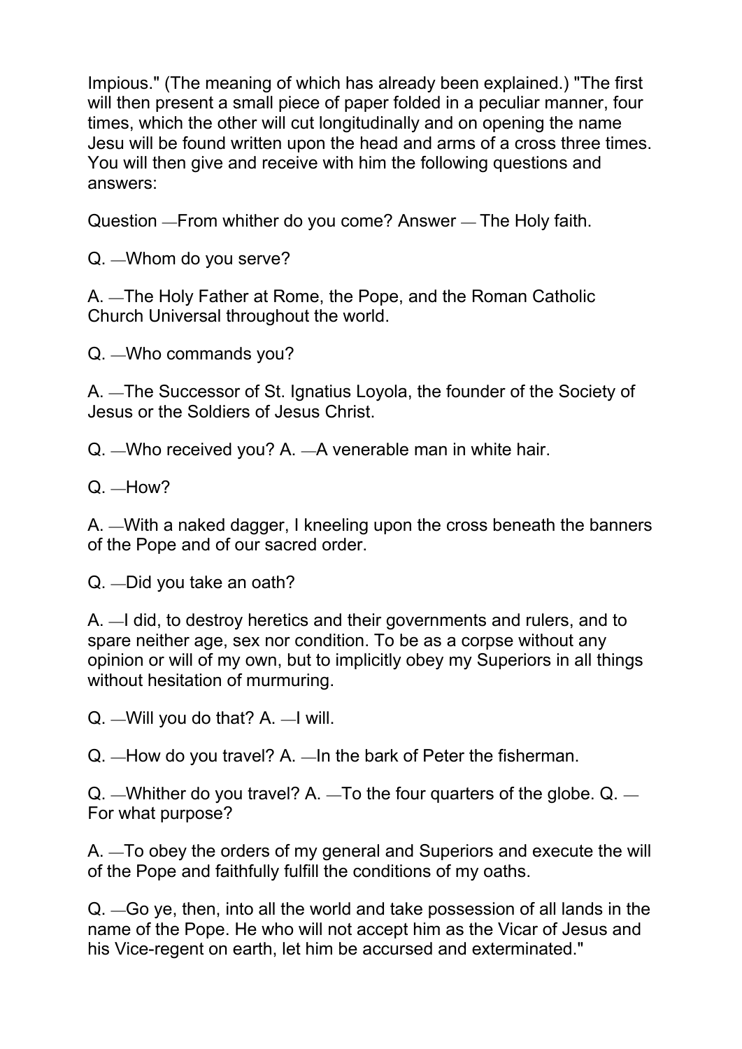Impious." (The meaning of which has already been explained.) "The first will then present a small piece of paper folded in a peculiar manner, four times, which the other will cut longitudinally and on opening the name Jesu will be found written upon the head and arms of a cross three times. You will then give and receive with him the following questions and answers:

Question —From whither do you come? Answer — The Holy faith.

Q. —Whom do you serve?

A. —The Holy Father at Rome, the Pope, and the Roman Catholic Church Universal throughout the world.

Q. —Who commands you?

A. —The Successor of St. Ignatius Loyola, the founder of the Society of Jesus or the Soldiers of Jesus Christ.

Q. —Who received you? A. —A venerable man in white hair.

Q. —How?

A. —With a naked dagger, I kneeling upon the cross beneath the banners of the Pope and of our sacred order.

Q. —Did you take an oath?

A. —I did, to destroy heretics and their governments and rulers, and to spare neither age, sex nor condition. To be as a corpse without any opinion or will of my own, but to implicitly obey my Superiors in all things without hesitation of murmuring.

Q. —Will you do that? A. —I will.

Q. —How do you travel? A. —In the bark of Peter the fisherman.

Q. —Whither do you travel? A. —To the four quarters of the globe. Q. —For what purpose?

A. —To obey the orders of my general and Superiors and execute the will of the Pope and faithfully fulfill the conditions of my oaths.

Q. —Go ye, then, into all the world and take possession of all lands in the name of the Pope. He who will not accept him as the Vicar of Jesus and his Vice-regent on earth, let him be accursed and exterminated."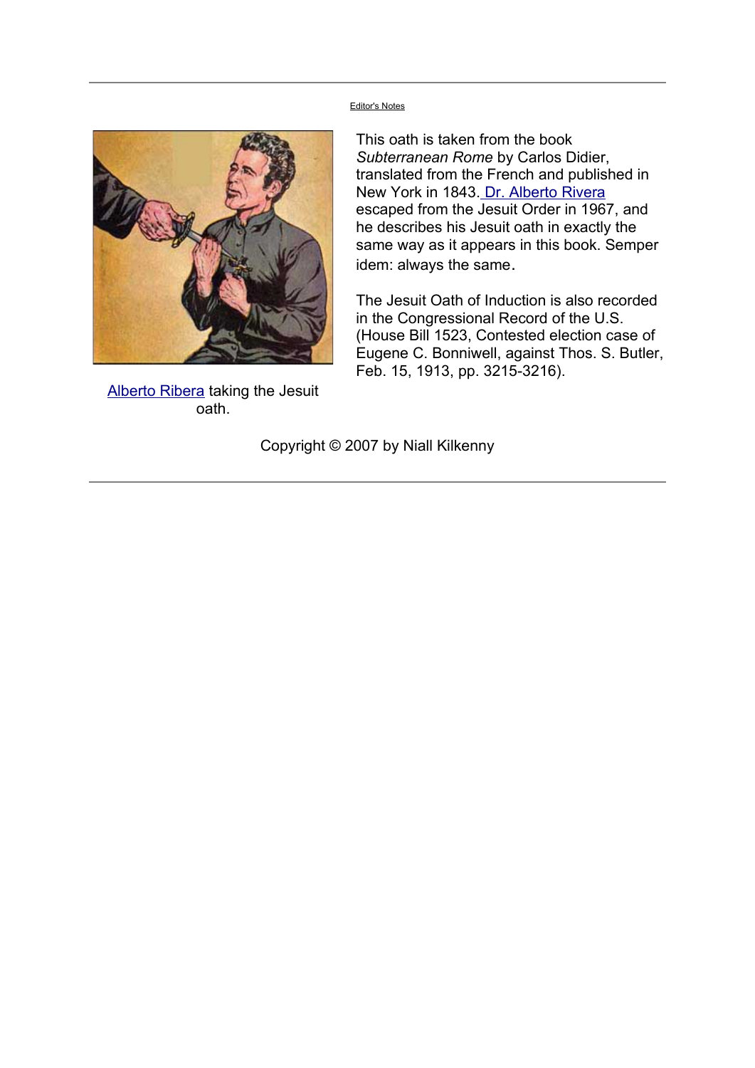Editor's Notes

Alberto Ribera taking the Jesuit oath.

This oath is taken from the book *Subterranean Rome* by Carlos Didier, translated from the French and published in New York in 1843. Dr. Alberto Rivera escaped from the Jesuit Order in 1967, and he describes his Jesuit oath in exactly the same way as it appears in this book. Semper idem: always the same.

The Jesuit Oath of Induction is also recorded in the Congressional Record of the U.S. (House Bill 1523, Contested election case of Eugene C. Bonniwell, against Thos. S. Butler, Feb. 15, 1913, pp. 3215-3216).

Copyright © 2007 by Niall Kilkenny